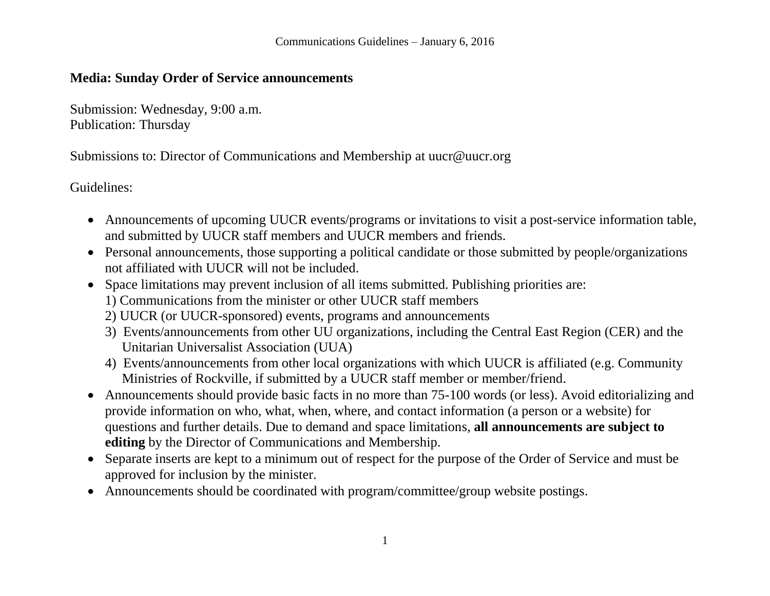**Media: Sunday Order of Service announcements**

Submission: Wednesday, 9:00 a.m.
Publication: Thursday

Submissions to: Director of Communications and Membership at uucr@uucr.org

Guidelines:

- Announcements of upcoming UUCR events/programs or invitations to visit a post-service information table, and submitted by UUCR staff members and UUCR members and friends.
- Personal announcements, those supporting a political candidate or those submitted by people/organizations not affiliated with UUCR will not be included.
- Space limitations may prevent inclusion of all items submitted. Publishing priorities are:
  1) Communications from the minister or other UUCR staff members
  2) UUCR (or UUCR-sponsored) events, programs and announcements
  3) Events/announcements from other UU organizations, including the Central East Region (CER) and the Unitarian Universalist Association (UUA)
  4) Events/announcements from other local organizations with which UUCR is affiliated (e.g. Community Ministries of Rockville, if submitted by a UUCR staff member or member/friend.
- Announcements should provide basic facts in no more than 75-100 words (or less). Avoid editorializing and provide information on who, what, when, where, and contact information (a person or a website) for questions and further details. Due to demand and space limitations, **all announcements are subject to editing** by the Director of Communications and Membership.
- Separate inserts are kept to a minimum out of respect for the purpose of the Order of Service and must be approved for inclusion by the minister.
- Announcements should be coordinated with program/committee/group website postings.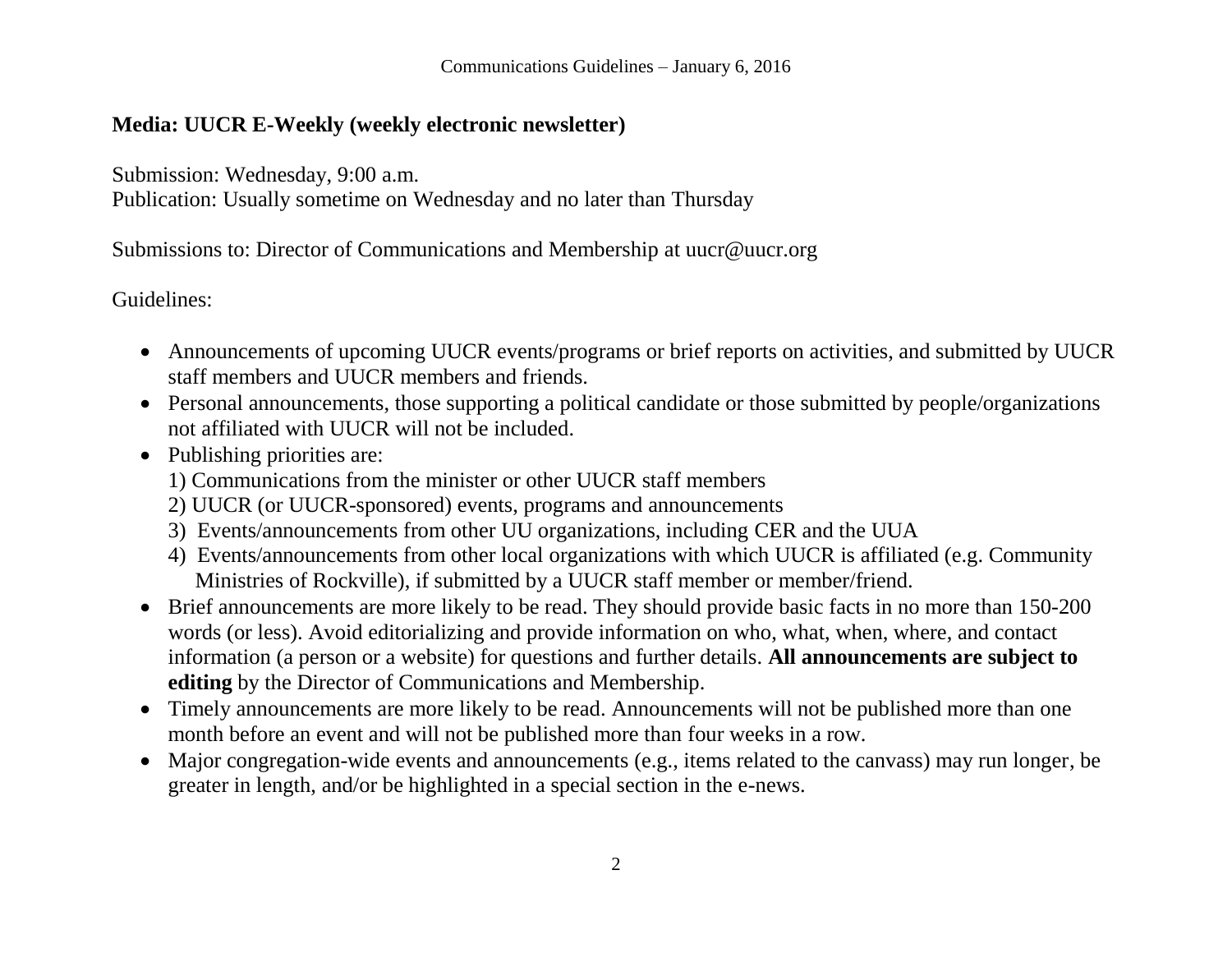**Media: UUCR E-Weekly (weekly electronic newsletter)**

Submission: Wednesday, 9:00 a.m.
Publication: Usually sometime on Wednesday and no later than Thursday

Submissions to: Director of Communications and Membership at uucr@uucr.org

Guidelines:

- Announcements of upcoming UUCR events/programs or brief reports on activities, and submitted by UUCR staff members and UUCR members and friends.
- Personal announcements, those supporting a political candidate or those submitted by people/organizations not affiliated with UUCR will not be included.
- Publishing priorities are:
  1) Communications from the minister or other UUCR staff members
  2) UUCR (or UUCR-sponsored) events, programs and announcements
  3) Events/announcements from other UU organizations, including CER and the UUA
  4) Events/announcements from other local organizations with which UUCR is affiliated (e.g. Community Ministries of Rockville), if submitted by a UUCR staff member or member/friend.
- Brief announcements are more likely to be read. They should provide basic facts in no more than 150-200 words (or less). Avoid editorializing and provide information on who, what, when, where, and contact information (a person or a website) for questions and further details. **All announcements are subject to editing** by the Director of Communications and Membership.
- Timely announcements are more likely to be read. Announcements will not be published more than one month before an event and will not be published more than four weeks in a row.
- Major congregation-wide events and announcements (e.g., items related to the canvass) may run longer, be greater in length, and/or be highlighted in a special section in the e-news.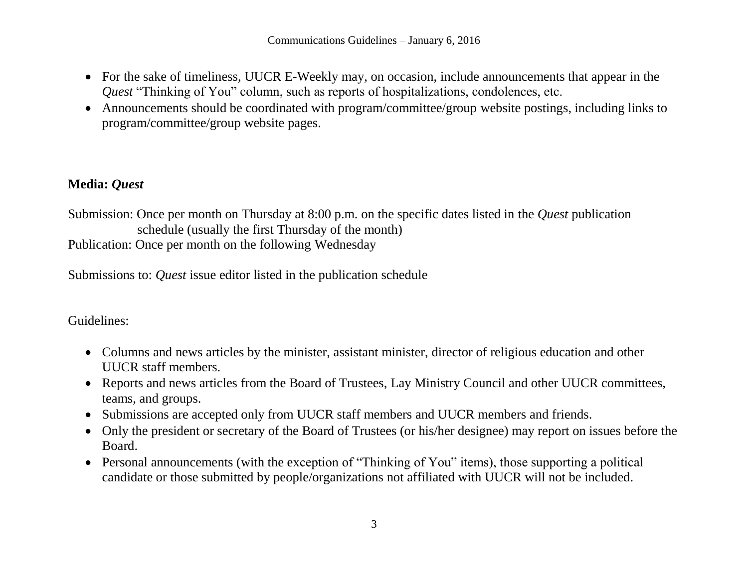- For the sake of timeliness, UUCR E-Weekly may, on occasion, include announcements that appear in the *Quest* "Thinking of You" column, such as reports of hospitalizations, condolences, etc.
- Announcements should be coordinated with program/committee/group website postings, including links to program/committee/group website pages.

**Media: *Quest***

Submission: Once per month on Thursday at 8:00 p.m. on the specific dates listed in the *Quest* publication schedule (usually the first Thursday of the month)
Publication: Once per month on the following Wednesday

Submissions to: *Quest* issue editor listed in the publication schedule

Guidelines:

- Columns and news articles by the minister, assistant minister, director of religious education and other UUCR staff members.
- Reports and news articles from the Board of Trustees, Lay Ministry Council and other UUCR committees, teams, and groups.
- Submissions are accepted only from UUCR staff members and UUCR members and friends.
- Only the president or secretary of the Board of Trustees (or his/her designee) may report on issues before the Board.
- Personal announcements (with the exception of "Thinking of You" items), those supporting a political candidate or those submitted by people/organizations not affiliated with UUCR will not be included.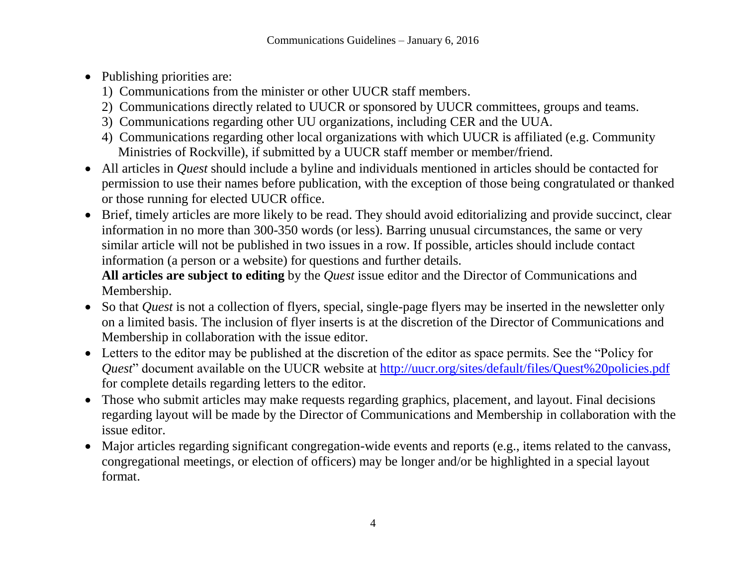- Publishing priorities are:
  1) Communications from the minister or other UUCR staff members.
  2) Communications directly related to UUCR or sponsored by UUCR committees, groups and teams.
  3) Communications regarding other UU organizations, including CER and the UUA.
  4) Communications regarding other local organizations with which UUCR is affiliated (e.g. Community Ministries of Rockville), if submitted by a UUCR staff member or member/friend.
- All articles in *Quest* should include a byline and individuals mentioned in articles should be contacted for permission to use their names before publication, with the exception of those being congratulated or thanked or those running for elected UUCR office.
- Brief, timely articles are more likely to be read. They should avoid editorializing and provide succinct, clear information in no more than 300-350 words (or less). Barring unusual circumstances, the same or very similar article will not be published in two issues in a row. If possible, articles should include contact information (a person or a website) for questions and further details.
  **All articles are subject to editing** by the *Quest* issue editor and the Director of Communications and Membership.
- So that *Quest* is not a collection of flyers, special, single-page flyers may be inserted in the newsletter only on a limited basis. The inclusion of flyer inserts is at the discretion of the Director of Communications and Membership in collaboration with the issue editor.
- Letters to the editor may be published at the discretion of the editor as space permits. See the "Policy for *Quest*" document available on the UUCR website at [http://uucr.org/sites/default/files/Quest%20policies.pdf](http://uucr.org/sites/default/files/Quest%20policies.pdf) for complete details regarding letters to the editor.
- Those who submit articles may make requests regarding graphics, placement, and layout. Final decisions regarding layout will be made by the Director of Communications and Membership in collaboration with the issue editor.
- Major articles regarding significant congregation-wide events and reports (e.g., items related to the canvass, congregational meetings, or election of officers) may be longer and/or be highlighted in a special layout format.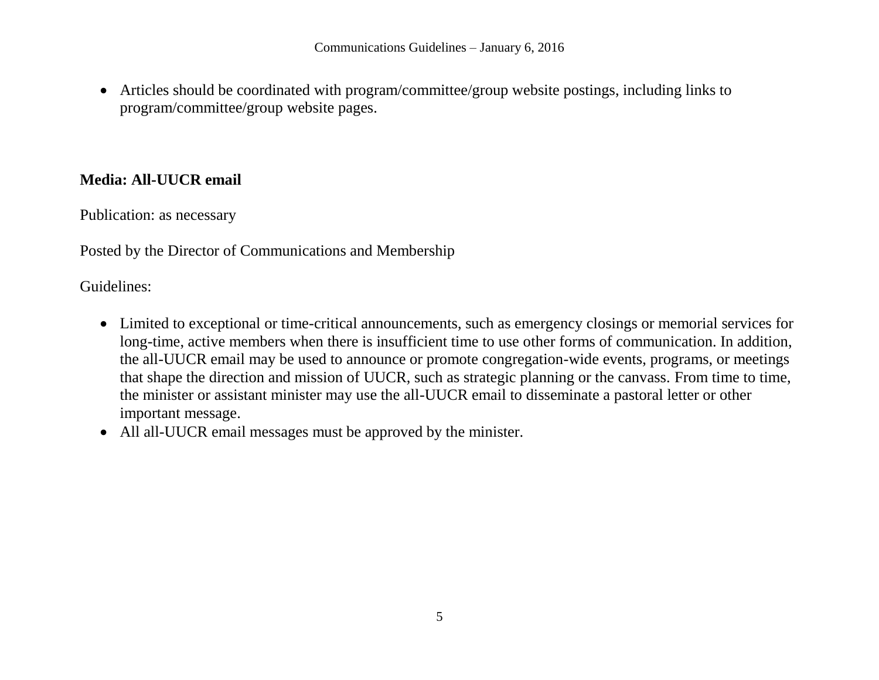- Articles should be coordinated with program/committee/group website postings, including links to program/committee/group website pages.

**Media: All-UUCR email**

Publication: as necessary

Posted by the Director of Communications and Membership

Guidelines:

- Limited to exceptional or time-critical announcements, such as emergency closings or memorial services for long-time, active members when there is insufficient time to use other forms of communication. In addition, the all-UUCR email may be used to announce or promote congregation-wide events, programs, or meetings that shape the direction and mission of UUCR, such as strategic planning or the canvass. From time to time, the minister or assistant minister may use the all-UUCR email to disseminate a pastoral letter or other important message.
- All all-UUCR email messages must be approved by the minister.